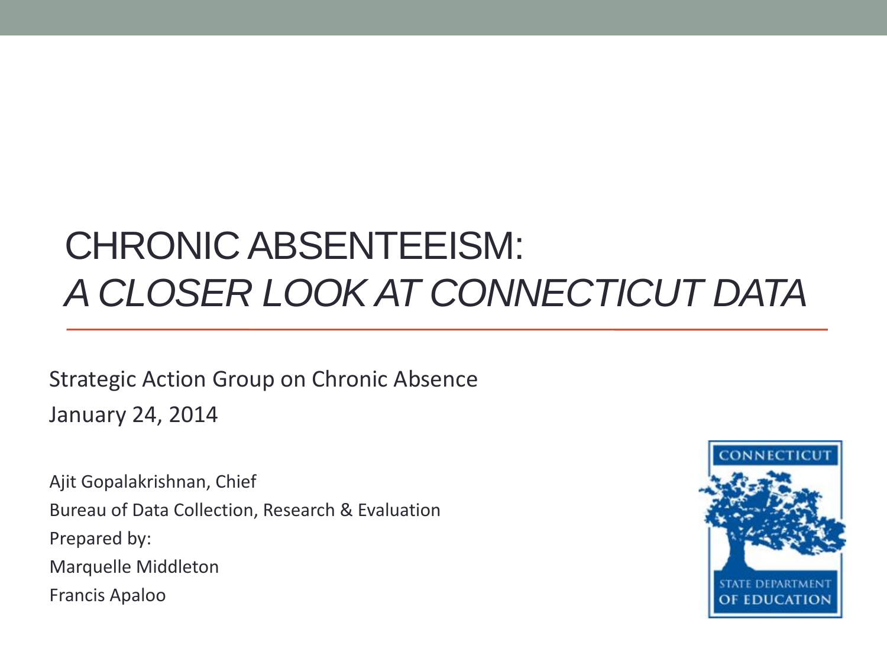# CHRONIC ABSENTEEISM: *A CLOSER LOOK AT CONNECTICUT DATA*

Strategic Action Group on Chronic Absence

January 24, 2014

Ajit Gopalakrishnan, Chief

Bureau of Data Collection, Research & Evaluation

Prepared by:

Marquelle Middleton

Francis Apaloo

CONNECTICUT STATE DEPARTMENT OF EDUCATION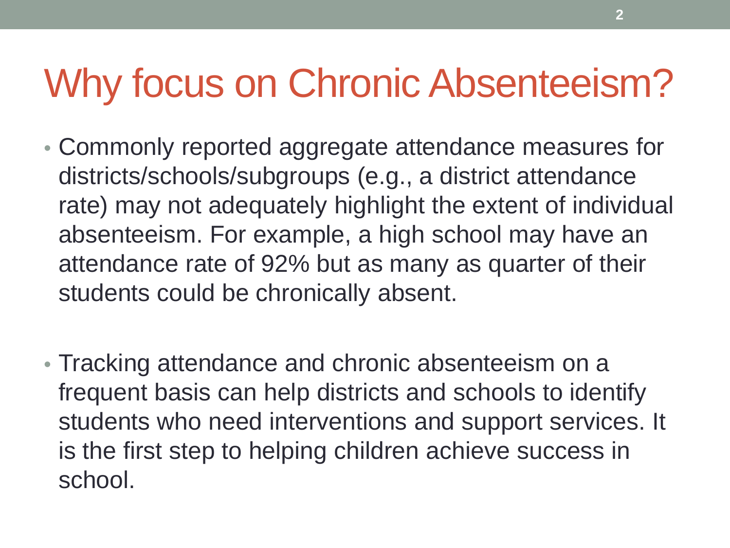# Why focus on Chronic Absenteeism?

- Commonly reported aggregate attendance measures for districts/schools/subgroups (e.g., a district attendance rate) may not adequately highlight the extent of individual absenteeism. For example, a high school may have an attendance rate of 92% but as many as quarter of their students could be chronically absent.

- Tracking attendance and chronic absenteeism on a frequent basis can help districts and schools to identify students who need interventions and support services. It is the first step to helping children achieve success in school.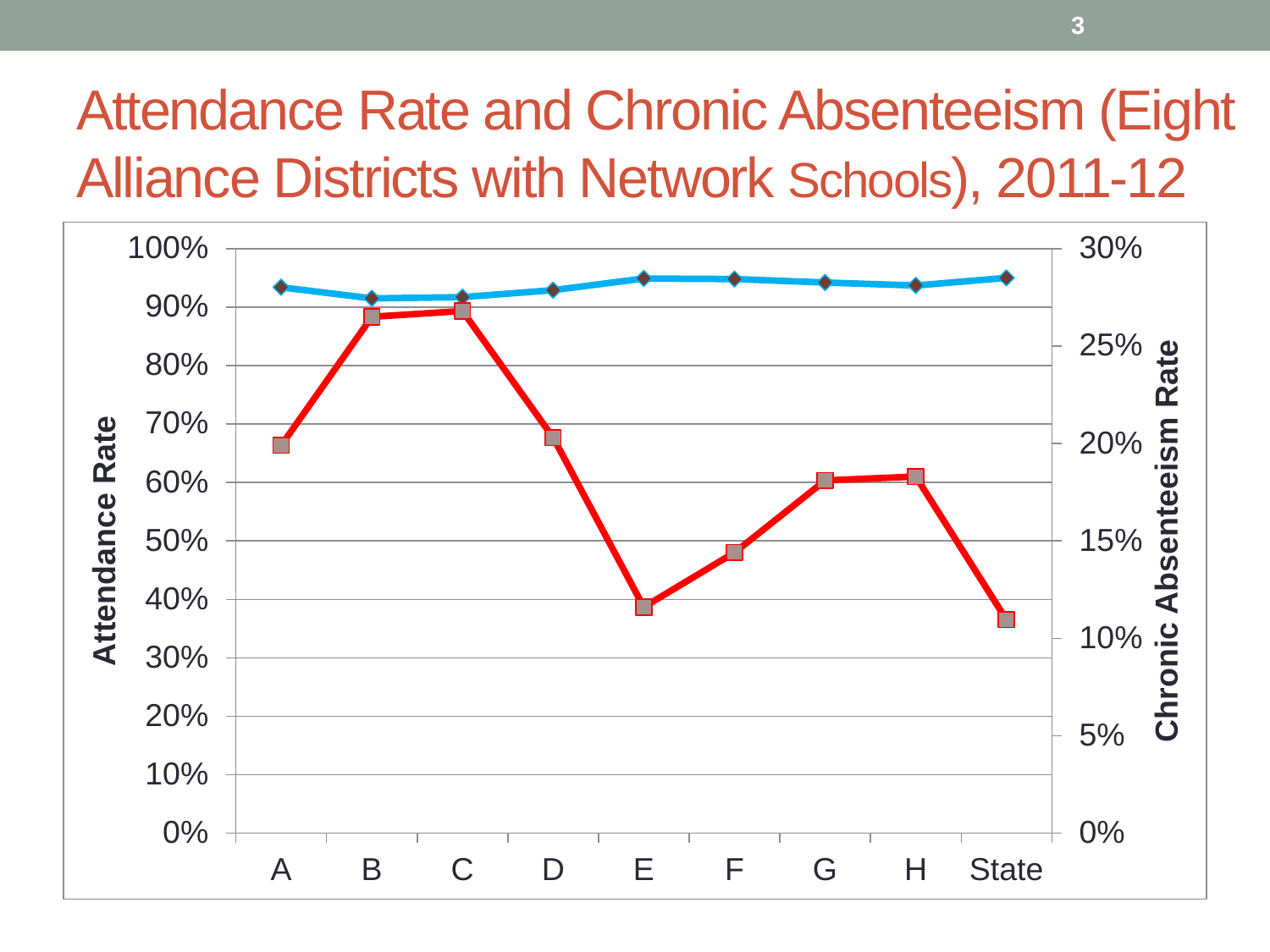# Attendance Rate and Chronic Absenteeism (Eight Alliance Districts with Network Schools), 2011-12

Attendance Rate

100%
90%
80%
70%
60%
50%
40%
30%
20%
10%
0%

Chronic Absenteeism Rate

30%
25%
20%
15%
10%
5%
0%

A B C D E F G H State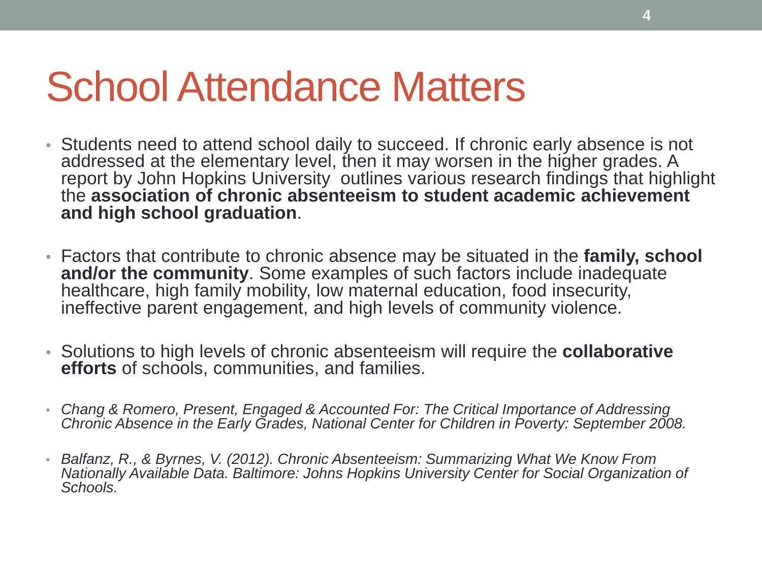# School Attendance Matters

- Students need to attend school daily to succeed. If chronic early absence is not addressed at the elementary level, then it may worsen in the higher grades. A report by John Hopkins University outlines various research findings that highlight the **association of chronic absenteeism to student academic achievement and high school graduation**.

- Factors that contribute to chronic absence may be situated in the **family, school and/or the community**. Some examples of such factors include inadequate healthcare, high family mobility, low maternal education, food insecurity, ineffective parent engagement, and high levels of community violence.

- Solutions to high levels of chronic absenteeism will require the **collaborative efforts** of schools, communities, and families.

- *Chang & Romero, Present, Engaged & Accounted For: The Critical Importance of Addressing Chronic Absence in the Early Grades, National Center for Children in Poverty: September 2008.*

- *Balfanz, R., & Byrnes, V. (2012). Chronic Absenteeism: Summarizing What We Know From Nationally Available Data. Baltimore: Johns Hopkins University Center for Social Organization of Schools.*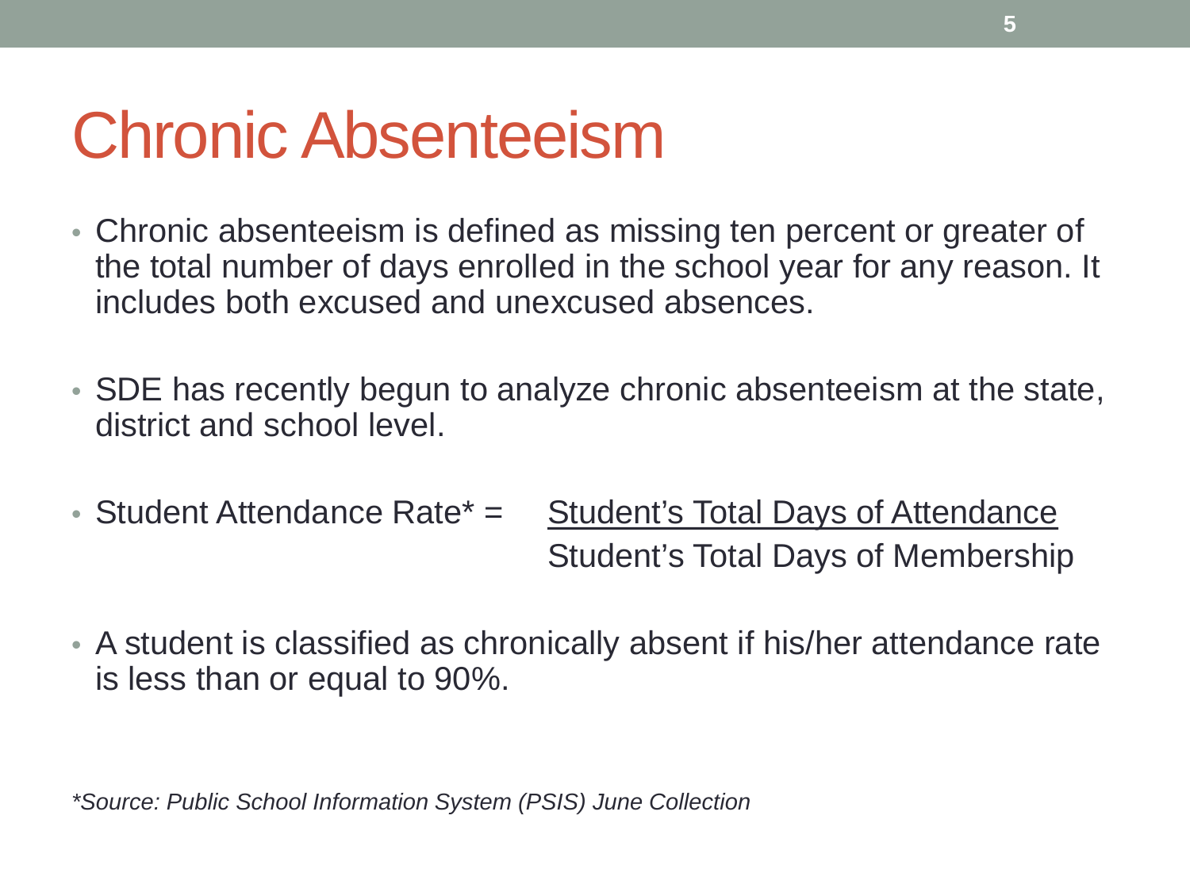# Chronic Absenteeism

- Chronic absenteeism is defined as missing ten percent or greater of the total number of days enrolled in the school year for any reason. It includes both excused and unexcused absences.

- SDE has recently begun to analyze chronic absenteeism at the state, district and school level.

- Student Attendance Rate* = $\frac{\text{Student's Total Days of Attendance}}{\text{Student's Total Days of Membership}}$

- A student is classified as chronically absent if his/her attendance rate is less than or equal to 90%.

*\*Source: Public School Information System (PSIS) June Collection*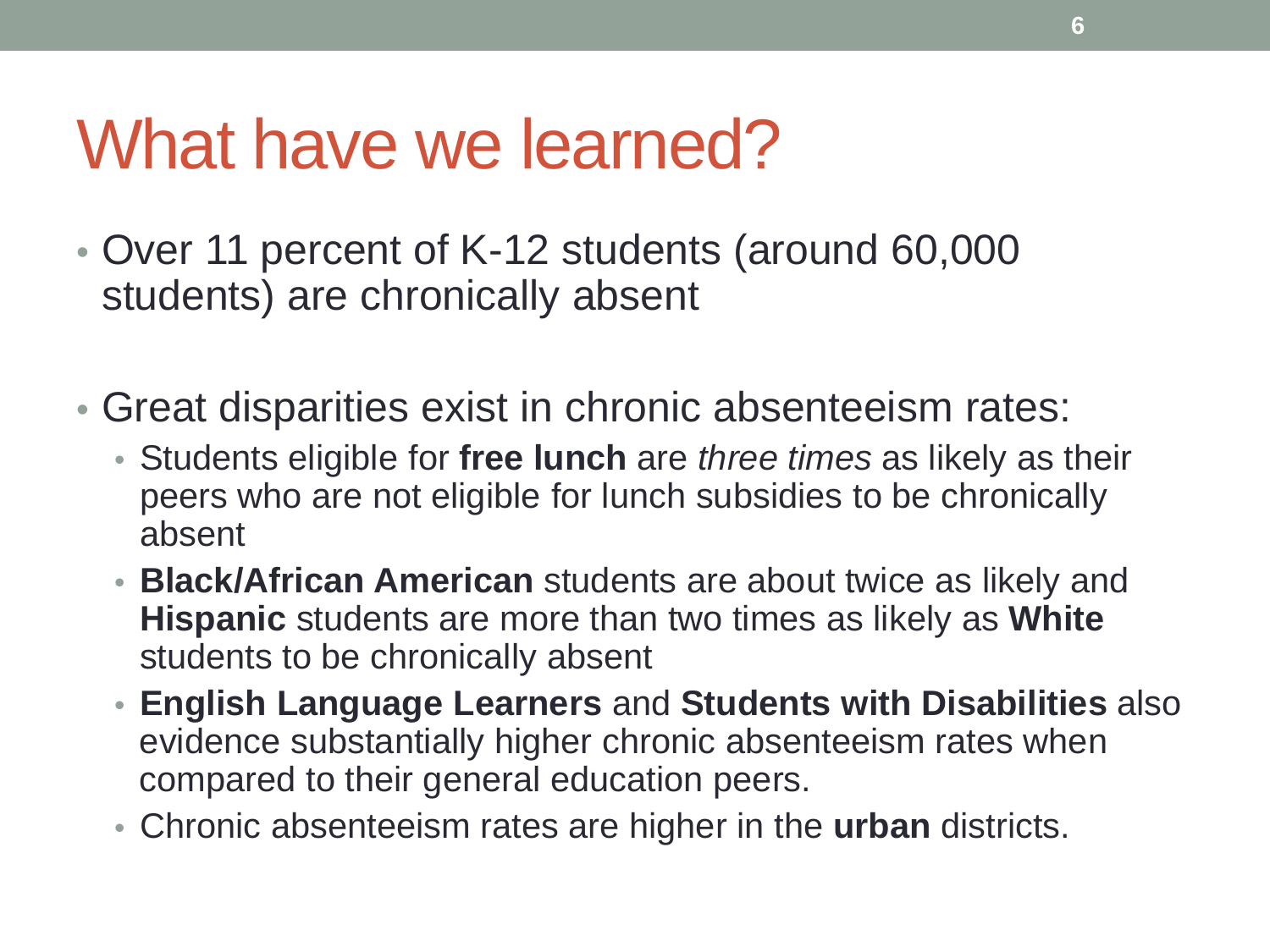# What have we learned?

- Over 11 percent of K-12 students (around 60,000 students) are chronically absent

- Great disparities exist in chronic absenteeism rates:
  - Students eligible for **free lunch** are *three times* as likely as their peers who are not eligible for lunch subsidies to be chronically absent
  - **Black/African American** students are about twice as likely and **Hispanic** students are more than two times as likely as **White** students to be chronically absent
  - **English Language Learners** and **Students with Disabilities** also evidence substantially higher chronic absenteeism rates when compared to their general education peers.
  - Chronic absenteeism rates are higher in the **urban** districts.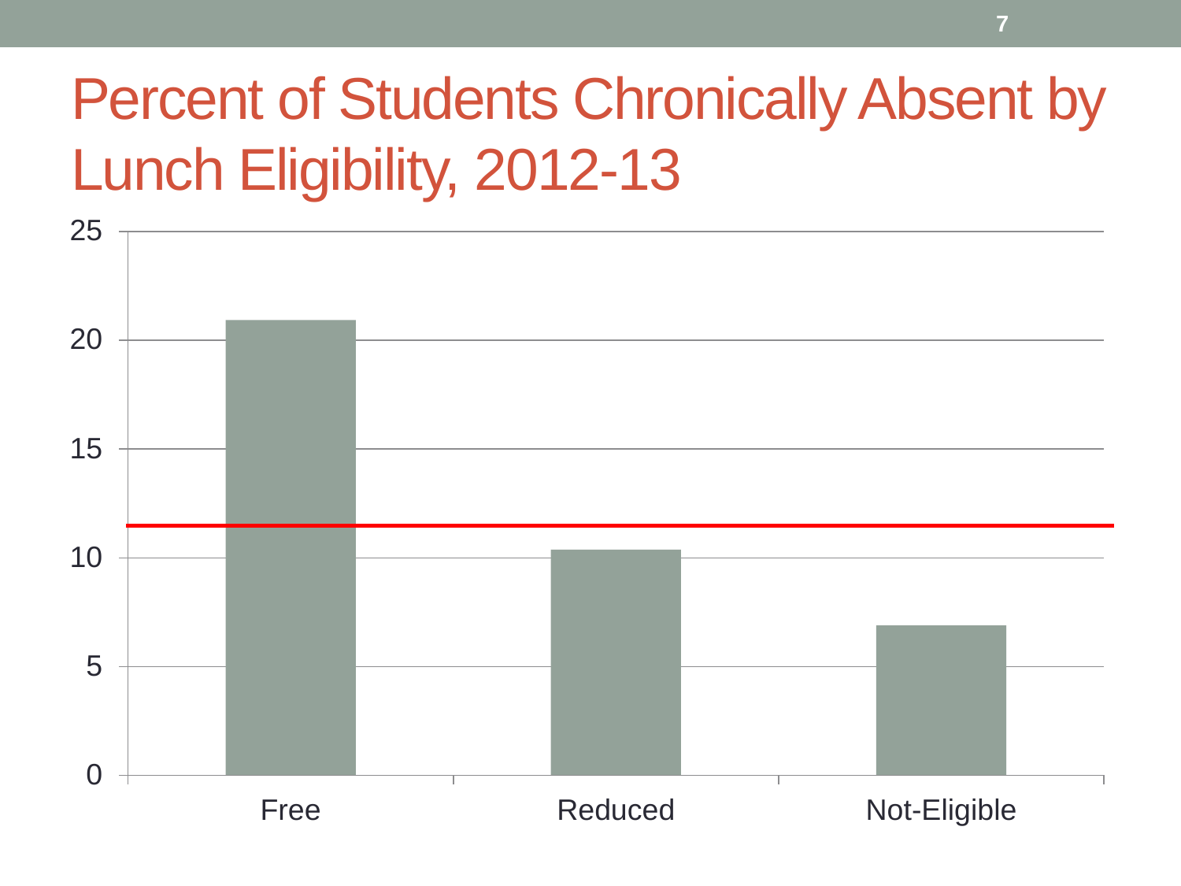# Percent of Students Chronically Absent by Lunch Eligibility, 2012-13

25

20

15

10

5

0

Free

Reduced

Not-Eligible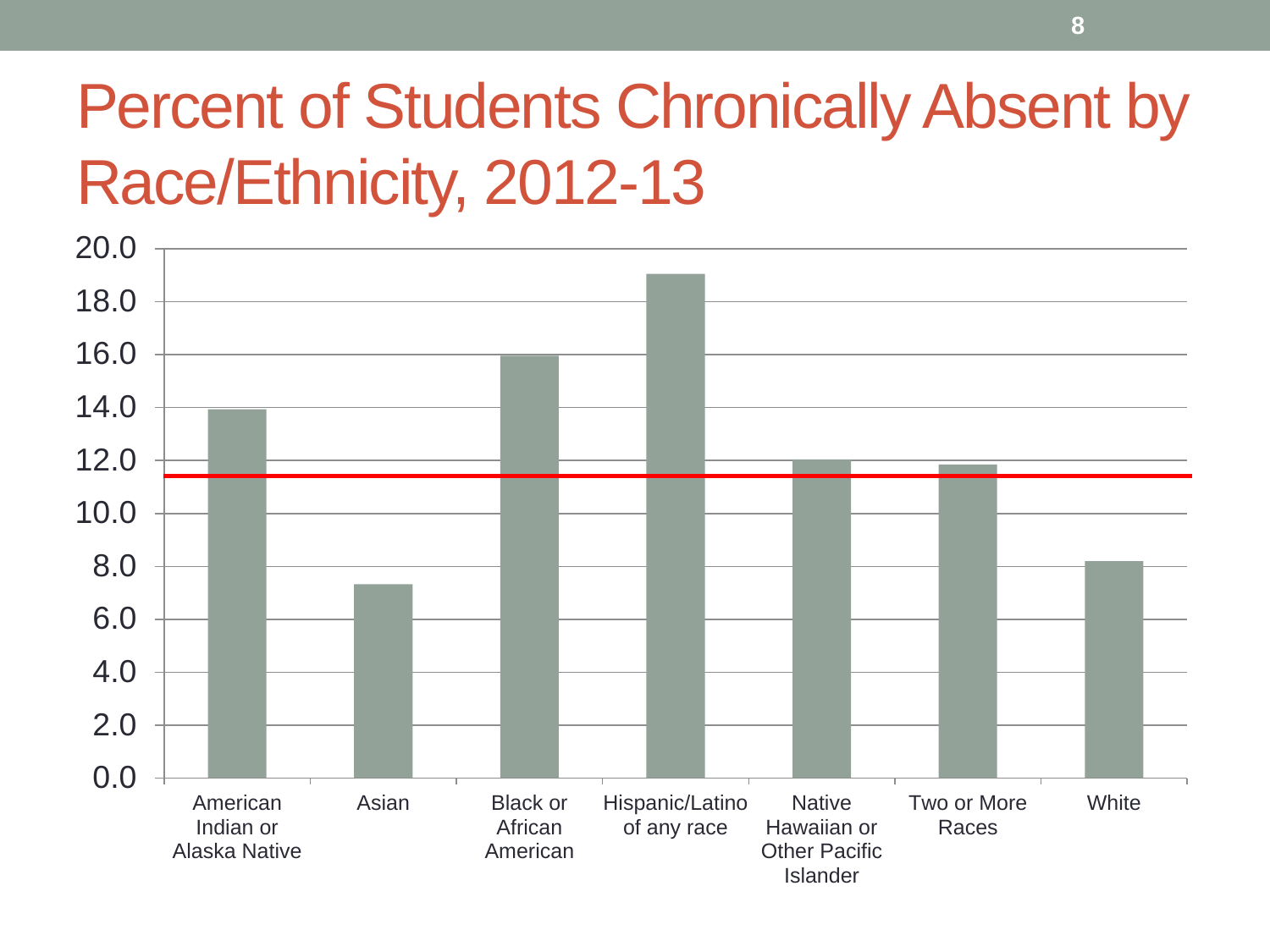# Percent of Students Chronically Absent by Race/Ethnicity, 2012-13

20.0
18.0
16.0
14.0
12.0
10.0
8.0
6.0
4.0
2.0
0.0

American Indian or Alaska Native
Asian
Black or African American
Hispanic/Latino of any race
Native Hawaiian or Other Pacific Islander
Two or More Races
White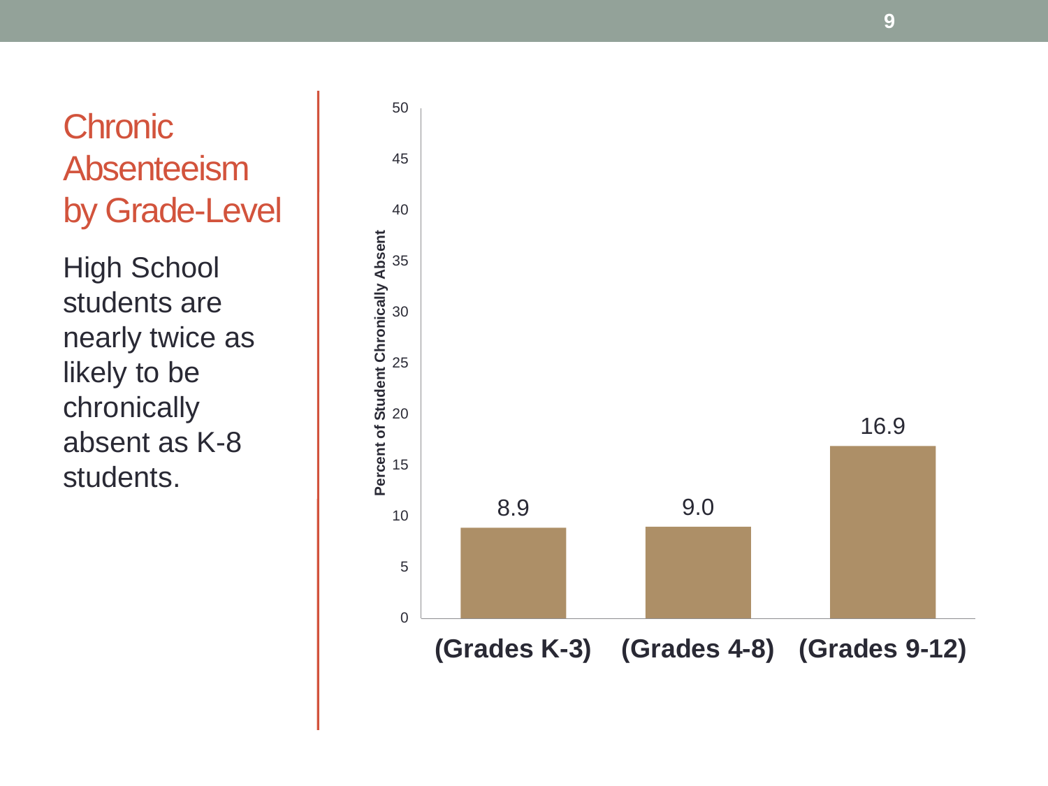# Chronic Absenteeism by Grade-Level

High School students are nearly twice as likely to be chronically absent as K-8 students.

Percent of Student Chronically Absent

50
45
40
35
30
25
20
15
10
5
0

8.9
9.0
16.9

(Grades K-3)
(Grades 4-8)
(Grades 9-12)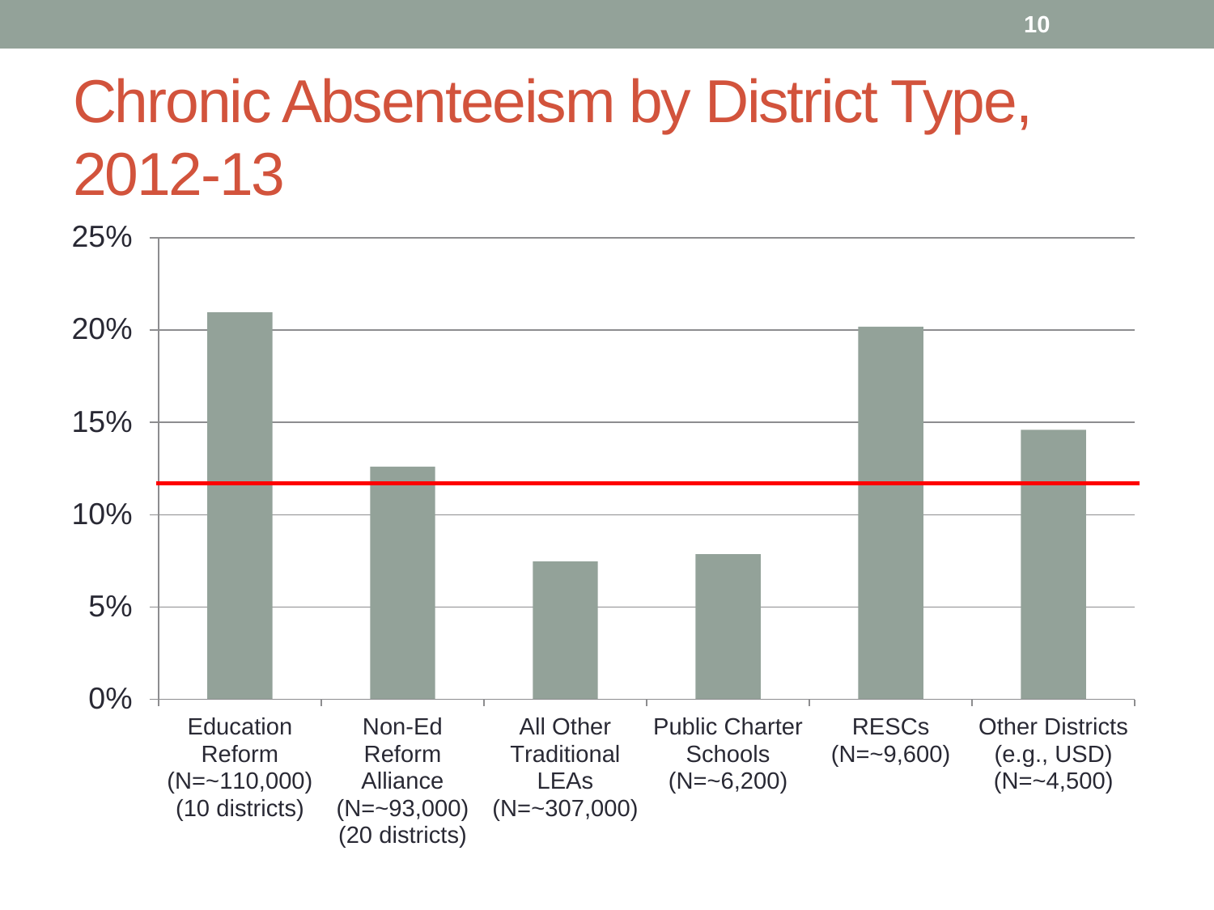# Chronic Absenteeism by District Type, 2012-13

25%
20%
15%
10%
5%
0%

Education Reform (N=~110,000) (10 districts)

Non-Ed Reform Alliance (N=~93,000) (20 districts)

All Other Traditional LEAs (N=~307,000)

Public Charter Schools (N=~6,200)

RESCs (N=~9,600)

Other Districts (e.g., USD) (N=~4,500)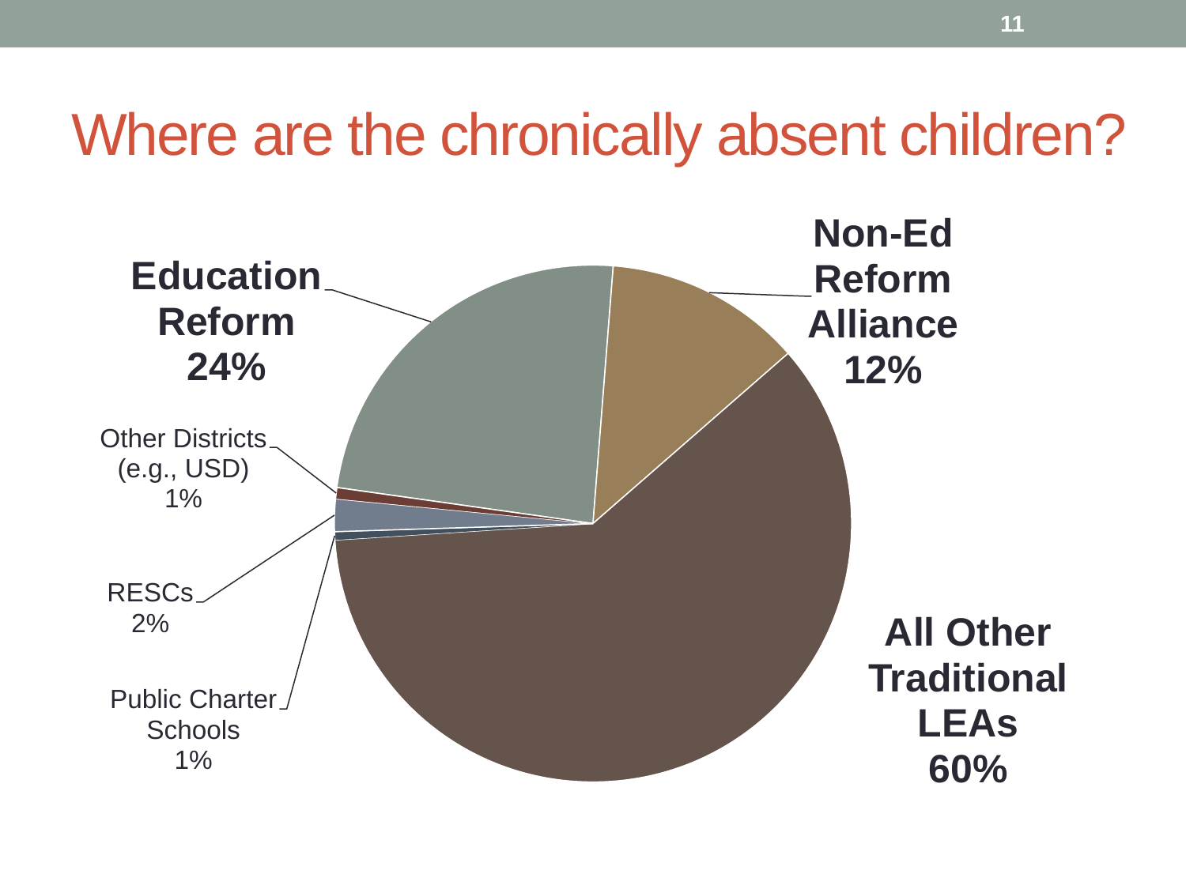# Where are the chronically absent children?

- Education Reform 24%
- Non-Ed Reform Alliance 12%
- All Other Traditional LEAs 60%
- Other Districts (e.g., USD) 1%
- RESCs 2%
- Public Charter Schools 1%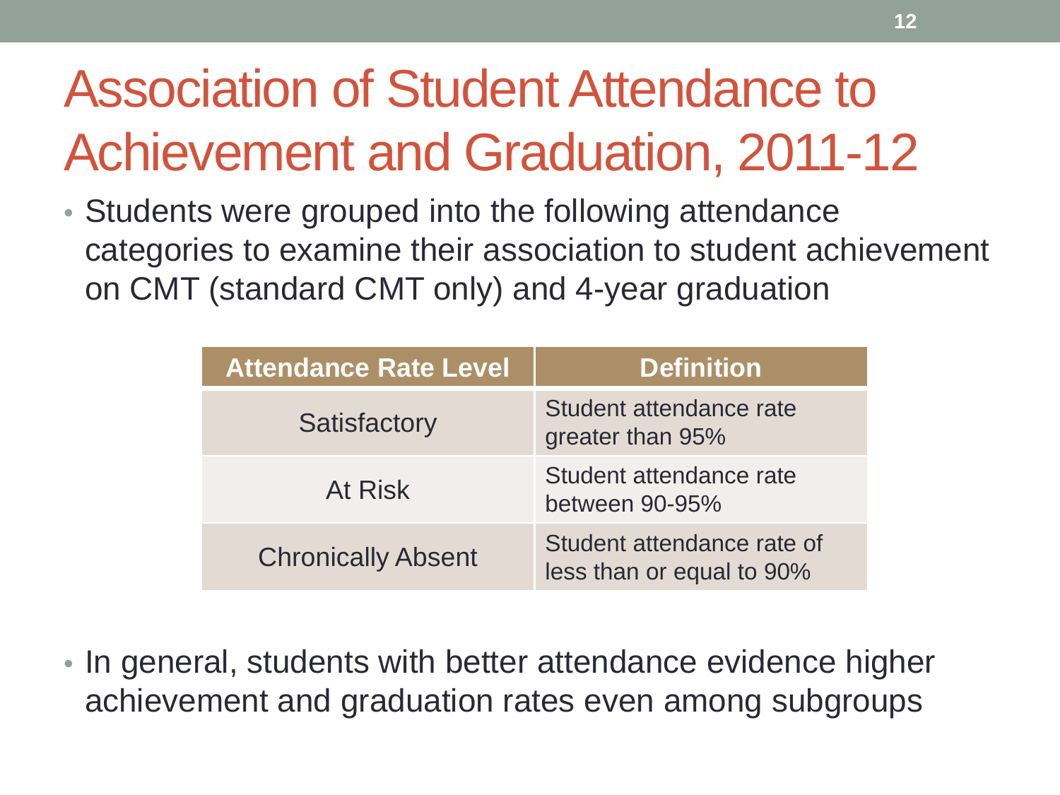# Association of Student Attendance to Achievement and Graduation, 2011-12

- Students were grouped into the following attendance categories to examine their association to student achievement on CMT (standard CMT only) and 4-year graduation

| Attendance Rate Level | Definition |
|---|---|
| Satisfactory | Student attendance rate greater than 95% |
| At Risk | Student attendance rate between 90-95% |
| Chronically Absent | Student attendance rate of less than or equal to 90% |

- In general, students with better attendance evidence higher achievement and graduation rates even among subgroups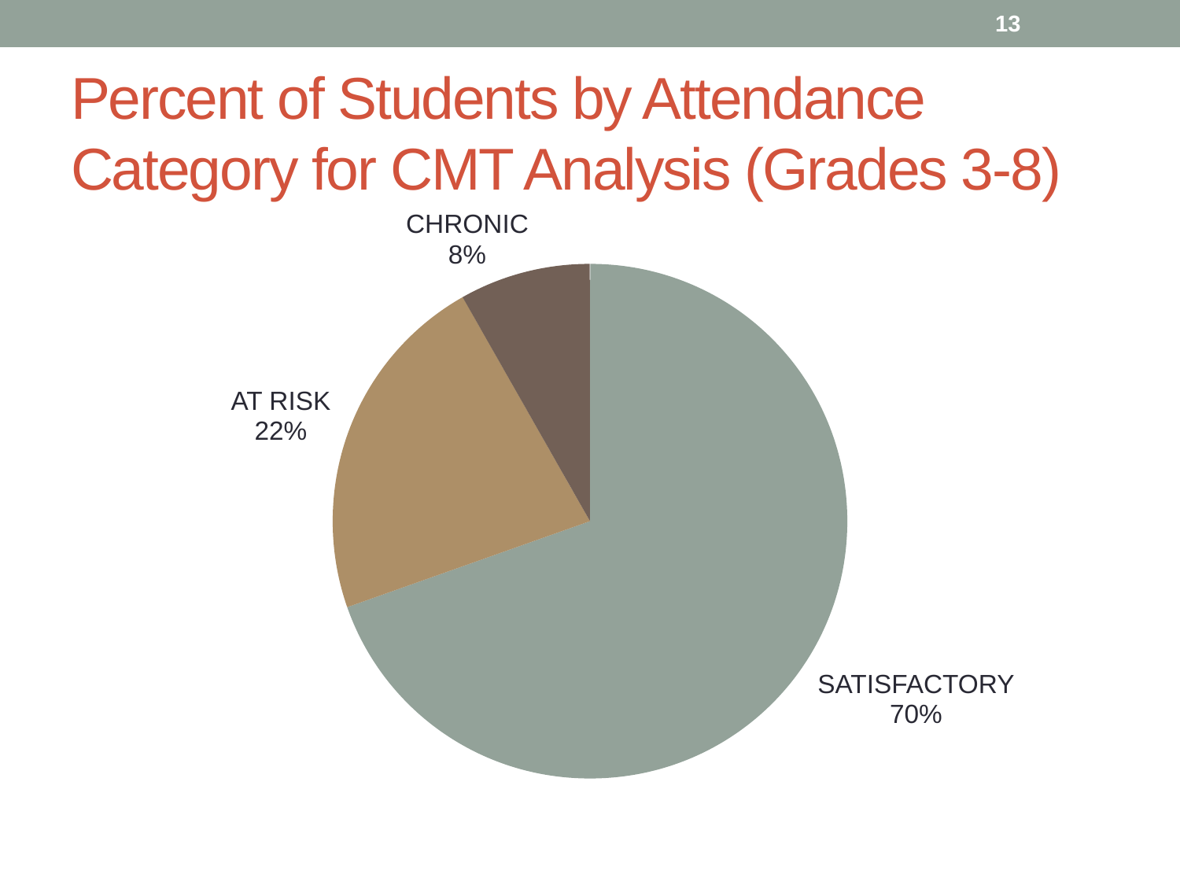# Percent of Students by Attendance Category for CMT Analysis (Grades 3-8)

CHRONIC
8%

AT RISK
22%

SATISFACTORY
70%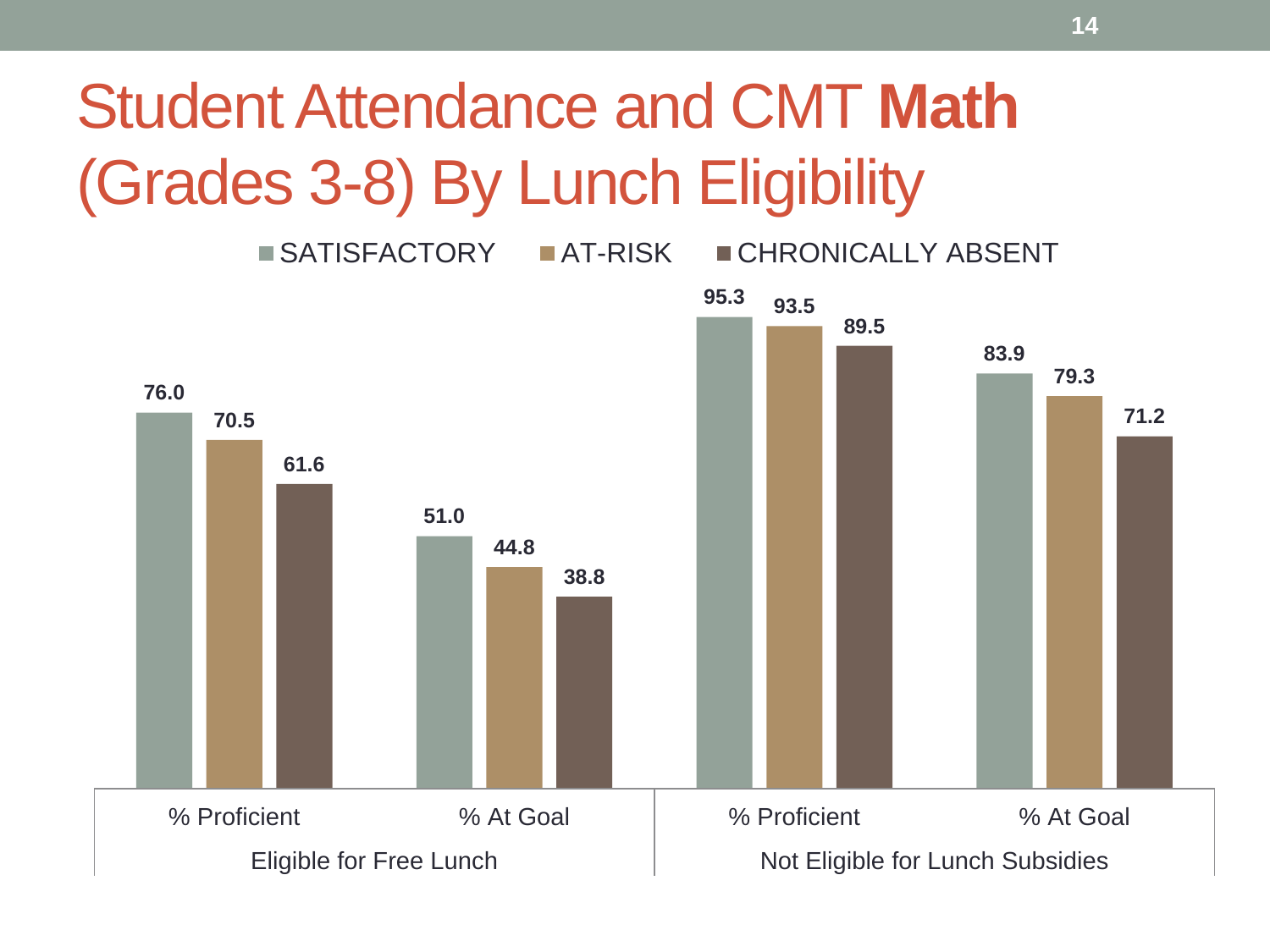# Student Attendance and CMT **Math** (Grades 3-8) By Lunch Eligibility

SATISFACTORY
AT-RISK
CHRONICALLY ABSENT

76.0
70.5
61.6
51.0
44.8
38.8
95.3
93.5
89.5
83.9
79.3
71.2

% Proficient
% At Goal
Eligible for Free Lunch

% Proficient
% At Goal
Not Eligible for Lunch Subsidies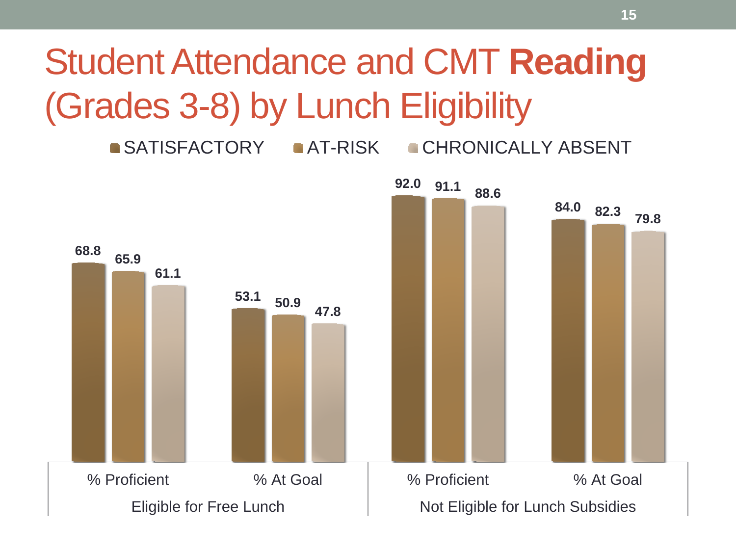# Student Attendance and CMT **Reading** (Grades 3-8) by Lunch Eligibility

SATISFACTORY AT-RISK CHRONICALLY ABSENT

68.8 65.9 61.1

53.1 50.9 47.8

92.0 91.1 88.6

84.0 82.3 79.8

% Proficient % At Goal % Proficient % At Goal

Eligible for Free Lunch

Not Eligible for Lunch Subsidies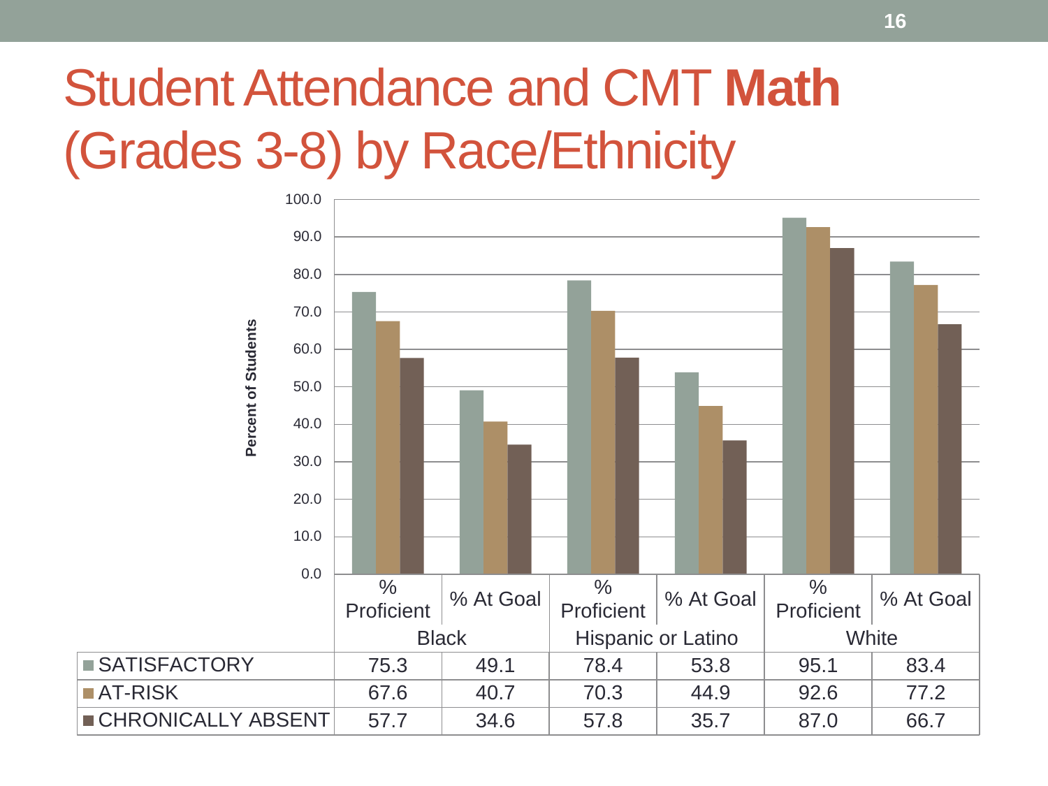# Student Attendance and CMT **Math** (Grades 3-8) by Race/Ethnicity

Percent of Students

100.0
90.0
80.0
70.0
60.0
50.0
40.0
30.0
20.0
10.0
0.0

| | Black | | Hispanic or Latino | | White | |
|---|---|---|---|---|---|---|
| | % Proficient | % At Goal | % Proficient | % At Goal | % Proficient | % At Goal |
| SATISFACTORY | 75.3 | 49.1 | 78.4 | 53.8 | 95.1 | 83.4 |
| AT-RISK | 67.6 | 40.7 | 70.3 | 44.9 | 92.6 | 77.2 |
| CHRONICALLY ABSENT | 57.7 | 34.6 | 57.8 | 35.7 | 87.0 | 66.7 |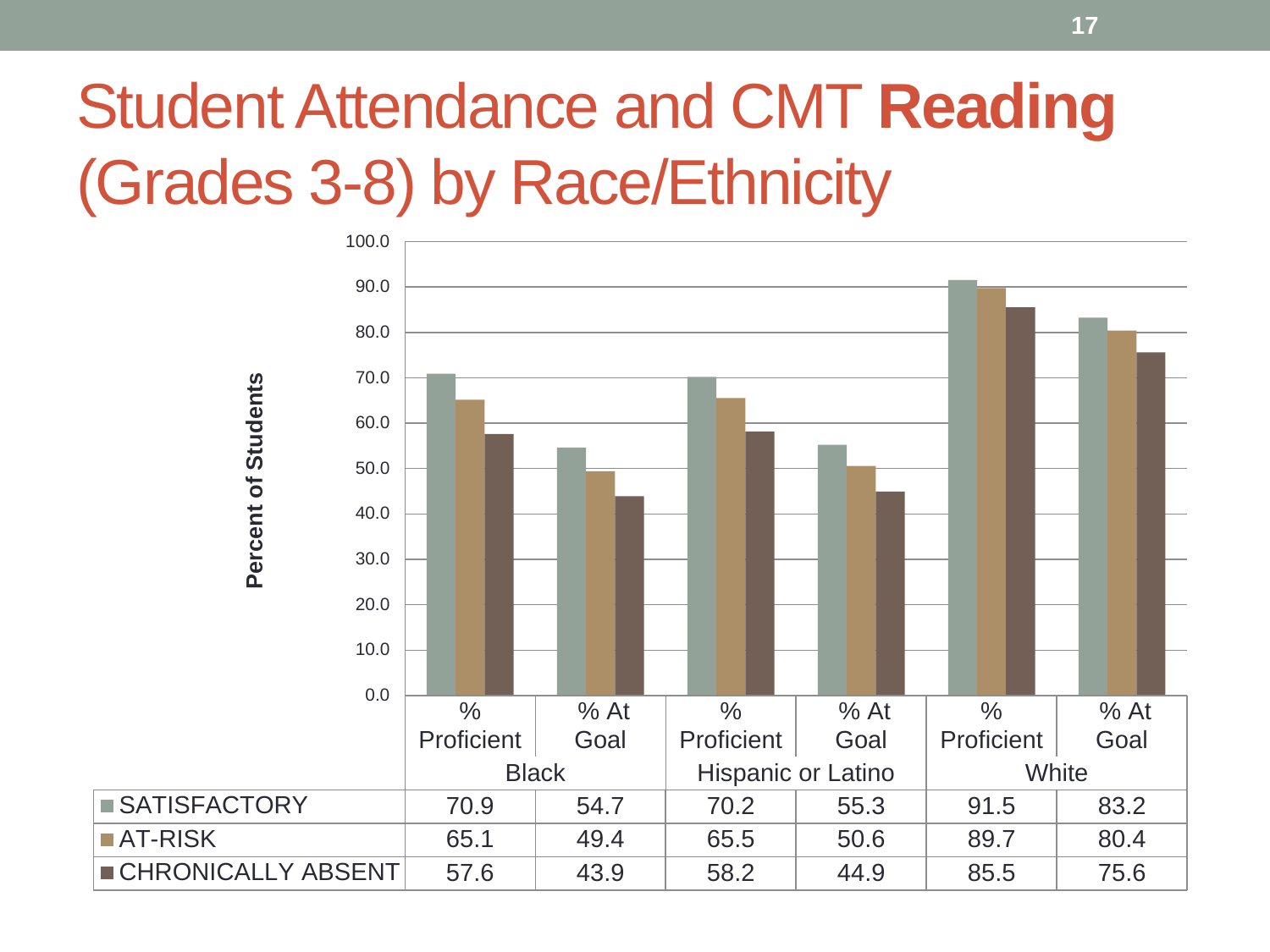# Student Attendance and CMT **Reading** (Grades 3-8) by Race/Ethnicity

Percent of Students

100.0
90.0
80.0
70.0
60.0
50.0
40.0
30.0
20.0
10.0
0.0

| | Black | | Hispanic or Latino | | White | |
|---|---|---|---|---|---|---|
| | % Proficient | % At Goal | % Proficient | % At Goal | % Proficient | % At Goal |
| SATISFACTORY | 70.9 | 54.7 | 70.2 | 55.3 | 91.5 | 83.2 |
| AT-RISK | 65.1 | 49.4 | 65.5 | 50.6 | 89.7 | 80.4 |
| CHRONICALLY ABSENT | 57.6 | 43.9 | 58.2 | 44.9 | 85.5 | 75.6 |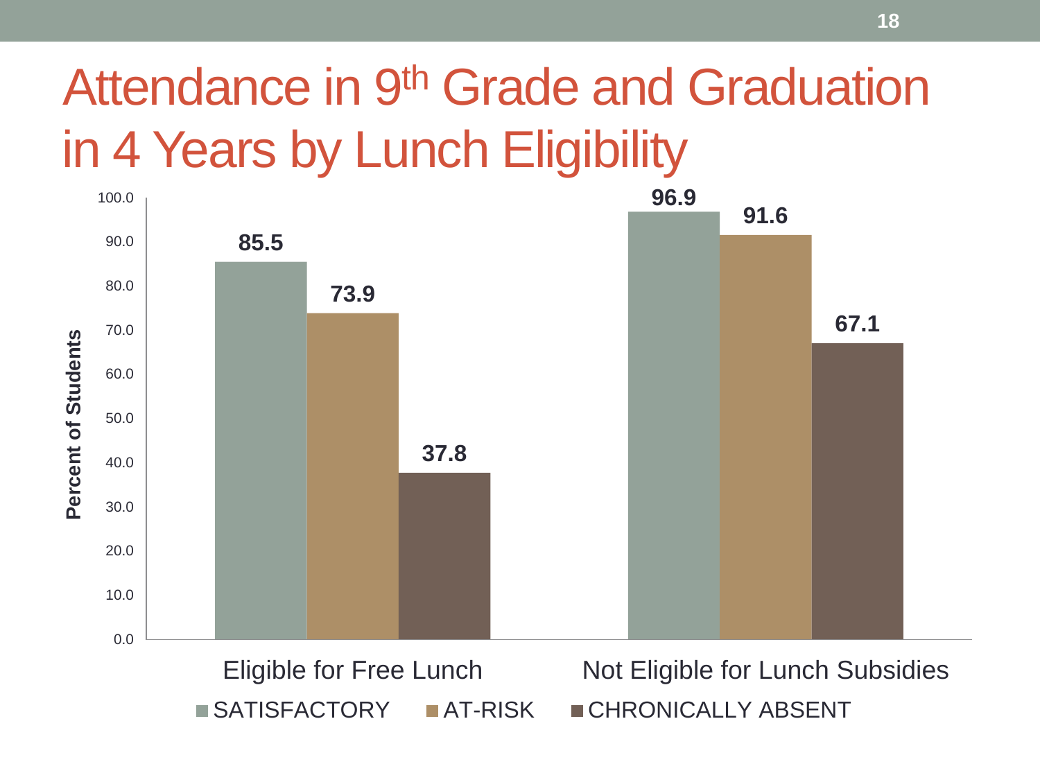# Attendance in 9th Grade and Graduation in 4 Years by Lunch Eligibility

Percent of Students

100.0
90.0
80.0
70.0
60.0
50.0
40.0
30.0
20.0
10.0
0.0

85.5
73.9
37.8
96.9
91.6
67.1

Eligible for Free Lunch

Not Eligible for Lunch Subsidies

SATISFACTORY
AT-RISK
CHRONICALLY ABSENT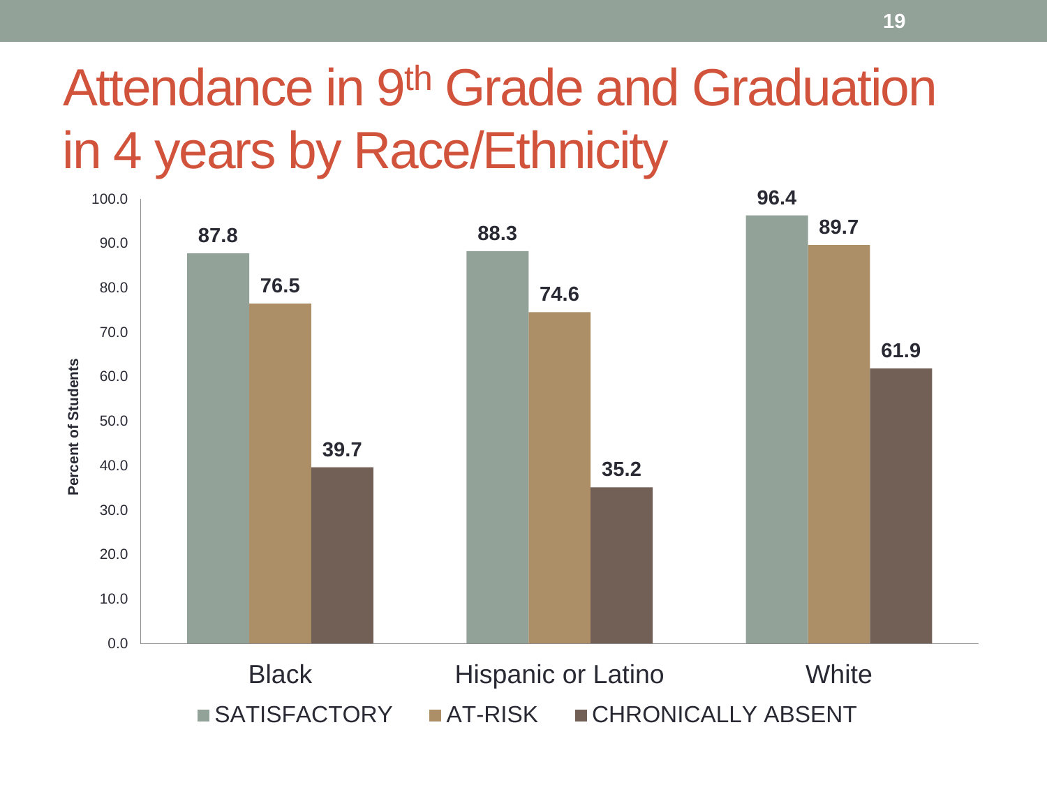# Attendance in 9th Grade and Graduation in 4 years by Race/Ethnicity

Percent of Students

100.0
90.0
80.0
70.0
60.0
50.0
40.0
30.0
20.0
10.0
0.0

87.8
76.5
39.7
88.3
74.6
35.2
96.4
89.7
61.9

Black
Hispanic or Latino
White

SATISFACTORY
AT-RISK
CHRONICALLY ABSENT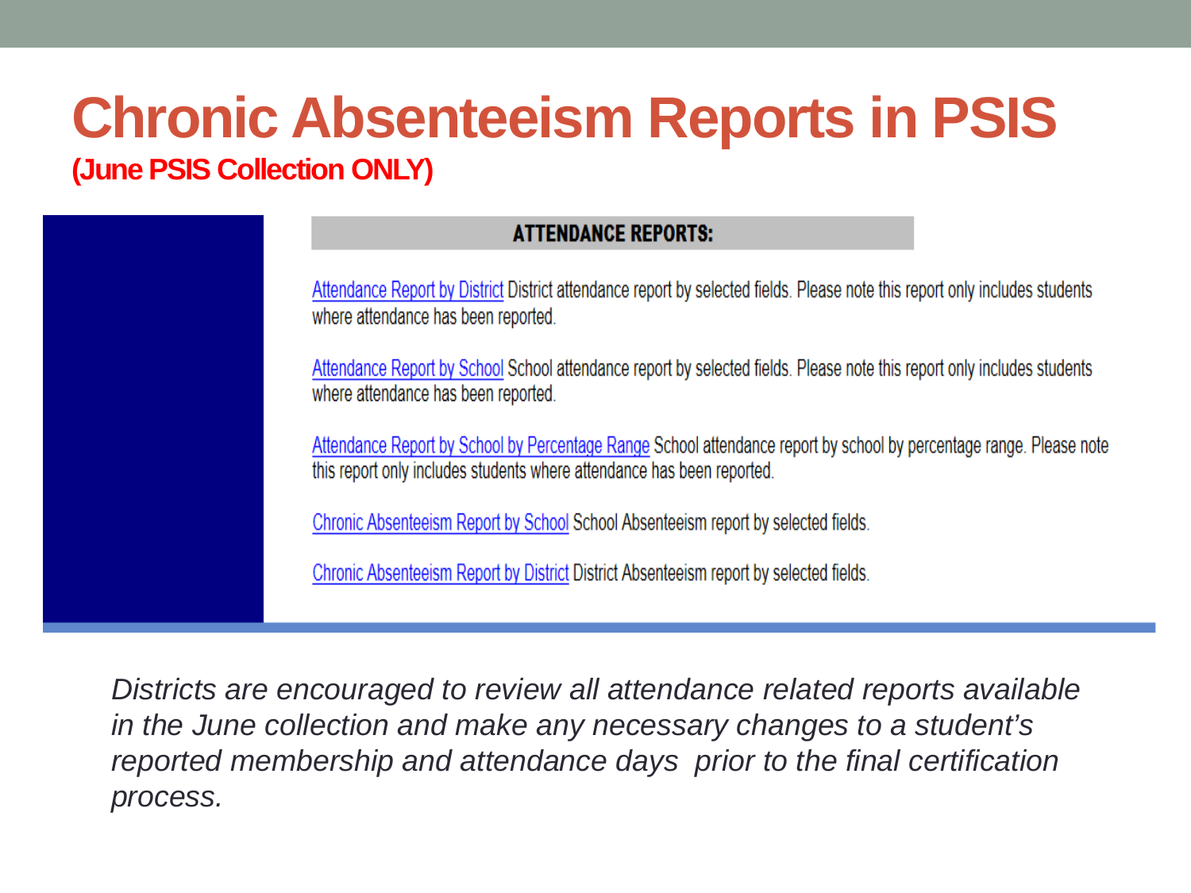# Chronic Absenteeism Reports in PSIS

**(June PSIS Collection ONLY)**

**ATTENDANCE REPORTS:**

Attendance Report by District District attendance report by selected fields. Please note this report only includes students where attendance has been reported.

Attendance Report by School School attendance report by selected fields. Please note this report only includes students where attendance has been reported.

Attendance Report by School by Percentage Range School attendance report by school by percentage range. Please note this report only includes students where attendance has been reported.

Chronic Absenteeism Report by School School Absenteeism report by selected fields.

Chronic Absenteeism Report by District District Absenteeism report by selected fields.

*Districts are encouraged to review all attendance related reports available in the June collection and make any necessary changes to a student's reported membership and attendance days prior to the final certification process.*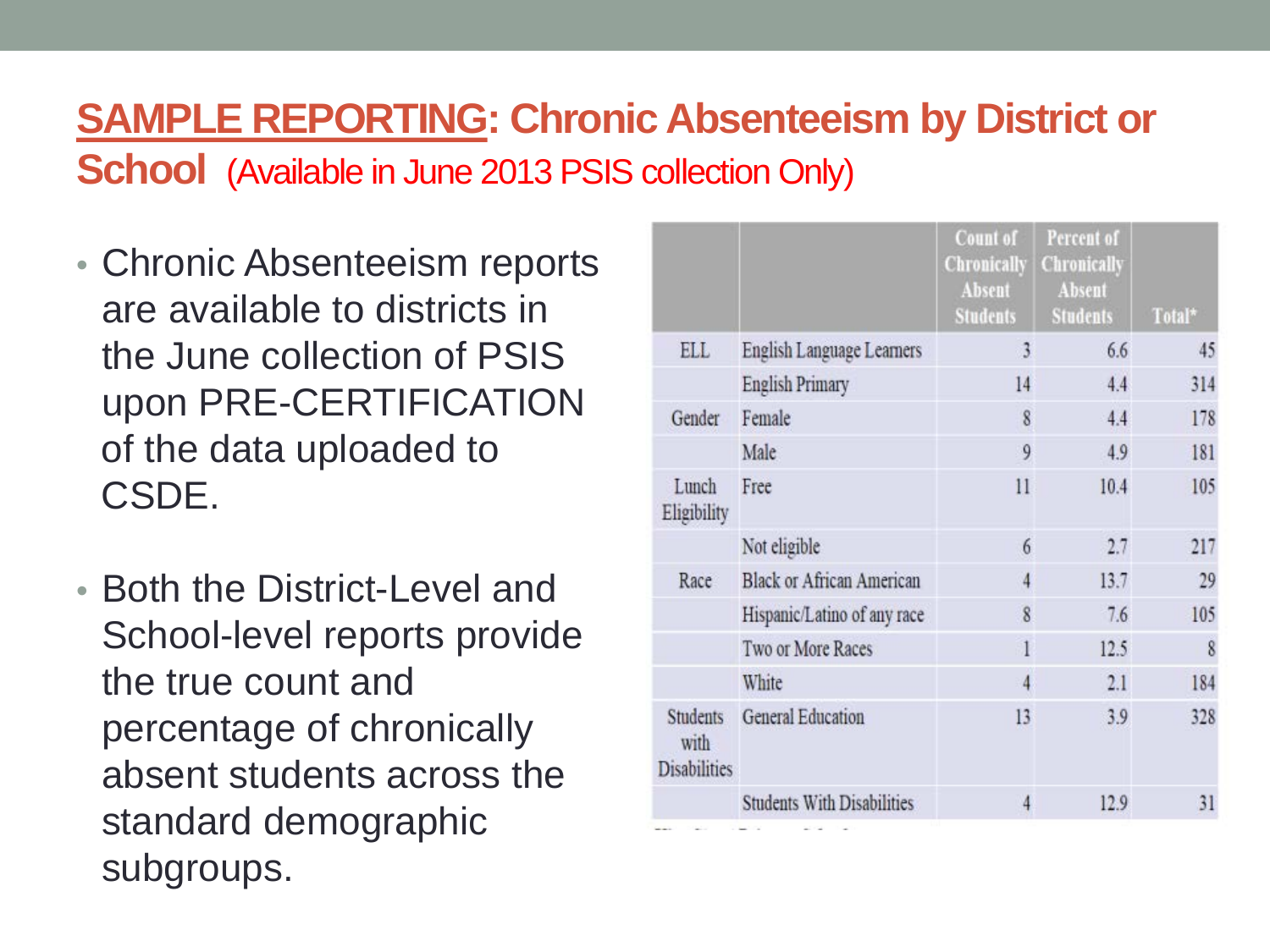## SAMPLE REPORTING: Chronic Absenteeism by District or School (Available in June 2013 PSIS collection Only)

- Chronic Absenteeism reports are available to districts in the June collection of PSIS upon PRE-CERTIFICATION of the data uploaded to CSDE.
- Both the District-Level and School-level reports provide the true count and percentage of chronically absent students across the standard demographic subgroups.

| | | Count of Chronically Absent Students | Percent of Chronically Absent Students | Total* |
|---|---|---|---|---|
| ELL | English Language Learners | 3 | 6.6 | 45 |
| | English Primary | 14 | 4.4 | 314 |
| Gender | Female | 8 | 4.4 | 178 |
| | Male | 9 | 4.9 | 181 |
| Lunch Eligibility | Free | 11 | 10.4 | 105 |
| | Not eligible | 6 | 2.7 | 217 |
| Race | Black or African American | 4 | 13.7 | 29 |
| | Hispanic/Latino of any race | 8 | 7.6 | 105 |
| | Two or More Races | 1 | 12.5 | 8 |
| | White | 4 | 2.1 | 184 |
| Students with Disabilities | General Education | 13 | 3.9 | 328 |
| | Students With Disabilities | 4 | 12.9 | 31 |